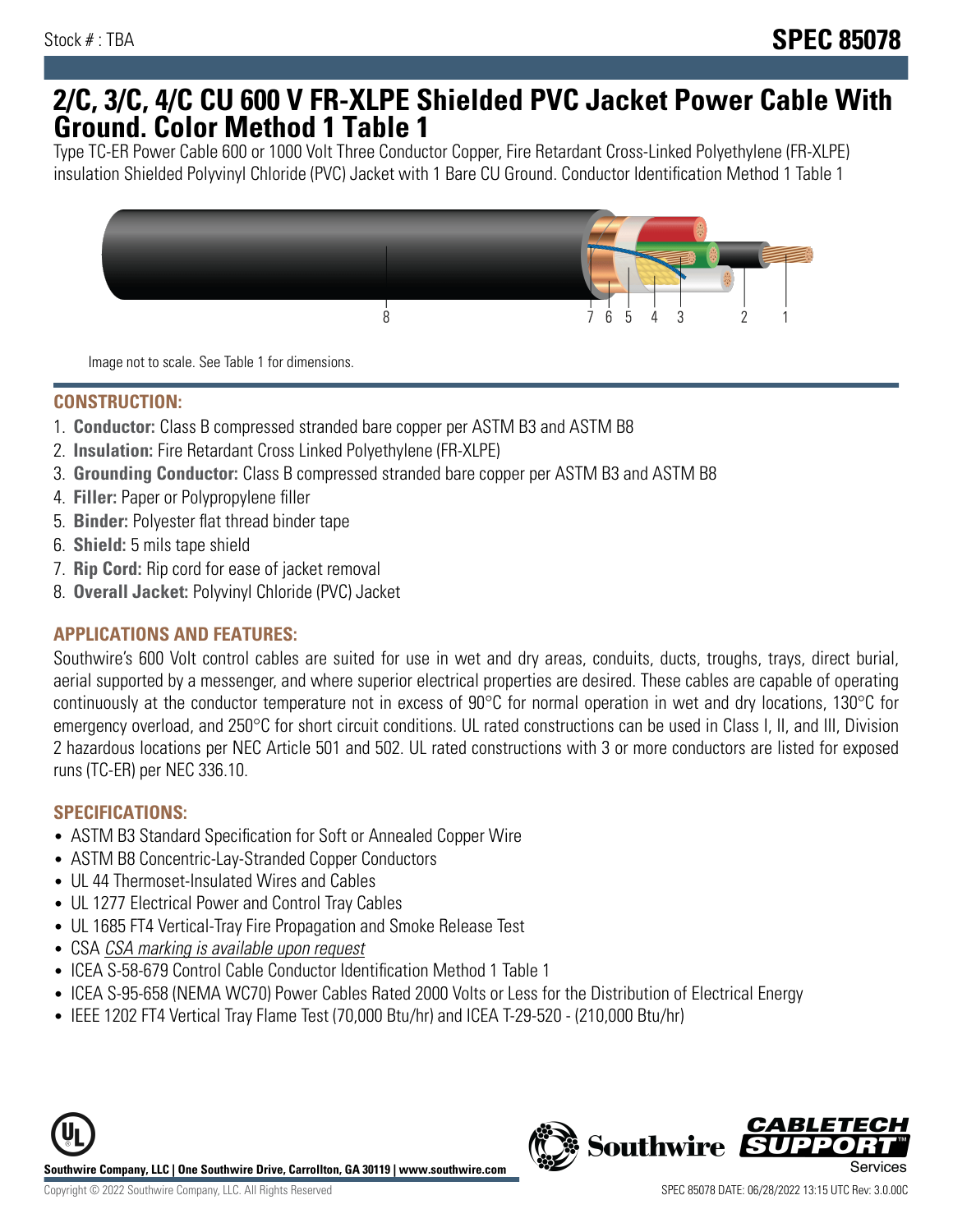Stock # : TBA

**SPEC 85078**

# 2/C, 3/C, 4/C CU 600 V FR-XLPE Shielded PVC Jacket Power Cable With Ground. Color Method 1 Table 1

Type TC-ER Power Cable 600 or 1000 Volt Three Conductor Copper, Fire Retardant Cross-Linked Polyethylene (FR-XLPE) insulation Shielded Polyvinyl Chloride (PVC) Jacket with 1 Bare CU Ground. Conductor Identification Method 1 Table 1

8 7 6 5 4 3 2 1

Image not to scale. See Table 1 for dimensions.

## CONSTRUCTION:

1. **Conductor:** Class B compressed stranded bare copper per ASTM B3 and ASTM B8
2. **Insulation:** Fire Retardant Cross Linked Polyethylene (FR-XLPE)
3. **Grounding Conductor:** Class B compressed stranded bare copper per ASTM B3 and ASTM B8
4. **Filler:** Paper or Polypropylene filler
5. **Binder:** Polyester flat thread binder tape
6. **Shield:** 5 mils tape shield
7. **Rip Cord:** Rip cord for ease of jacket removal
8. **Overall Jacket:** Polyvinyl Chloride (PVC) Jacket

## APPLICATIONS AND FEATURES:

Southwire's 600 Volt control cables are suited for use in wet and dry areas, conduits, ducts, troughs, trays, direct burial, aerial supported by a messenger, and where superior electrical properties are desired. These cables are capable of operating continuously at the conductor temperature not in excess of 90°C for normal operation in wet and dry locations, 130°C for emergency overload, and 250°C for short circuit conditions. UL rated constructions can be used in Class I, II, and III, Division 2 hazardous locations per NEC Article 501 and 502. UL rated constructions with 3 or more conductors are listed for exposed runs (TC-ER) per NEC 336.10.

## SPECIFICATIONS:

- ASTM B3 Standard Specification for Soft or Annealed Copper Wire
- ASTM B8 Concentric-Lay-Stranded Copper Conductors
- UL 44 Thermoset-Insulated Wires and Cables
- UL 1277 Electrical Power and Control Tray Cables
- UL 1685 FT4 Vertical-Tray Fire Propagation and Smoke Release Test
- CSA *CSA marking is available upon request*
- ICEA S-58-679 Control Cable Conductor Identification Method 1 Table 1
- ICEA S-95-658 (NEMA WC70) Power Cables Rated 2000 Volts or Less for the Distribution of Electrical Energy
- IEEE 1202 FT4 Vertical Tray Flame Test (70,000 Btu/hr) and ICEA T-29-520 - (210,000 Btu/hr)

**Southwire Company, LLC | One Southwire Drive, Carrollton, GA 30119 | www.southwire.com**

Copyright © 2022 Southwire Company, LLC. All Rights Reserved

SPEC 85078 DATE: 06/28/2022 13:15 UTC Rev: 3.0.00C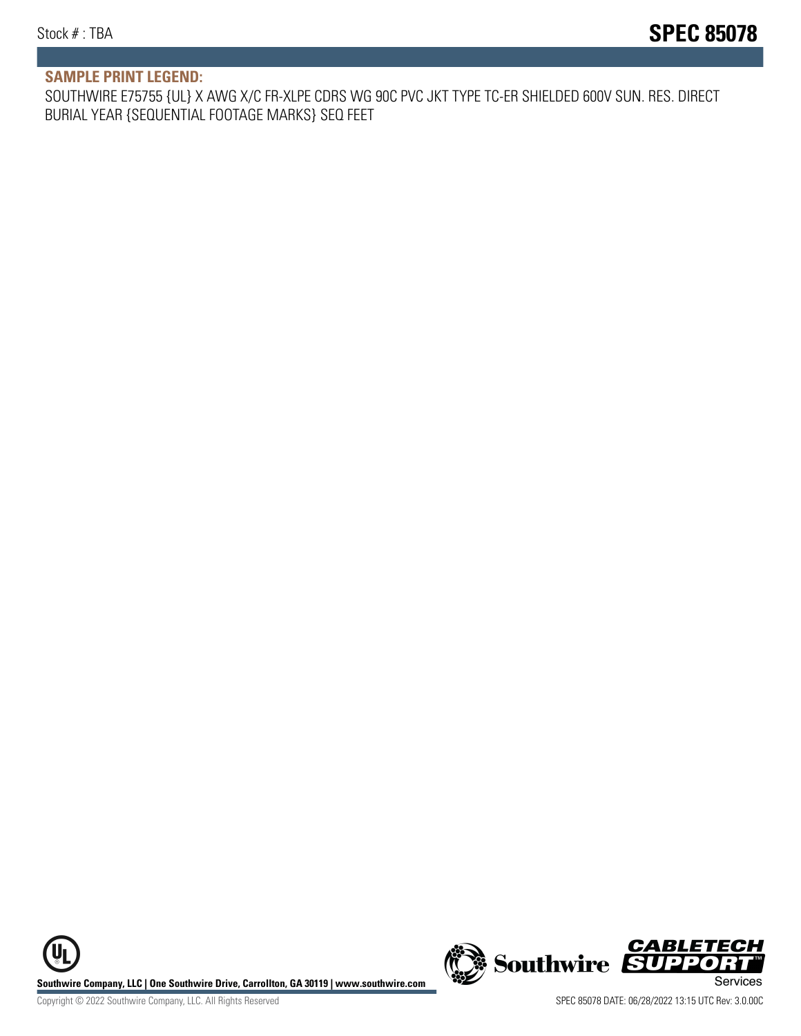## SAMPLE PRINT LEGEND:

SOUTHWIRE E75755 {UL} X AWG X/C FR-XLPE CDRS WG 90C PVC JKT TYPE TC-ER SHIELDED 600V SUN. RES. DIRECT BURIAL YEAR {SEQUENTIAL FOOTAGE MARKS} SEQ FEET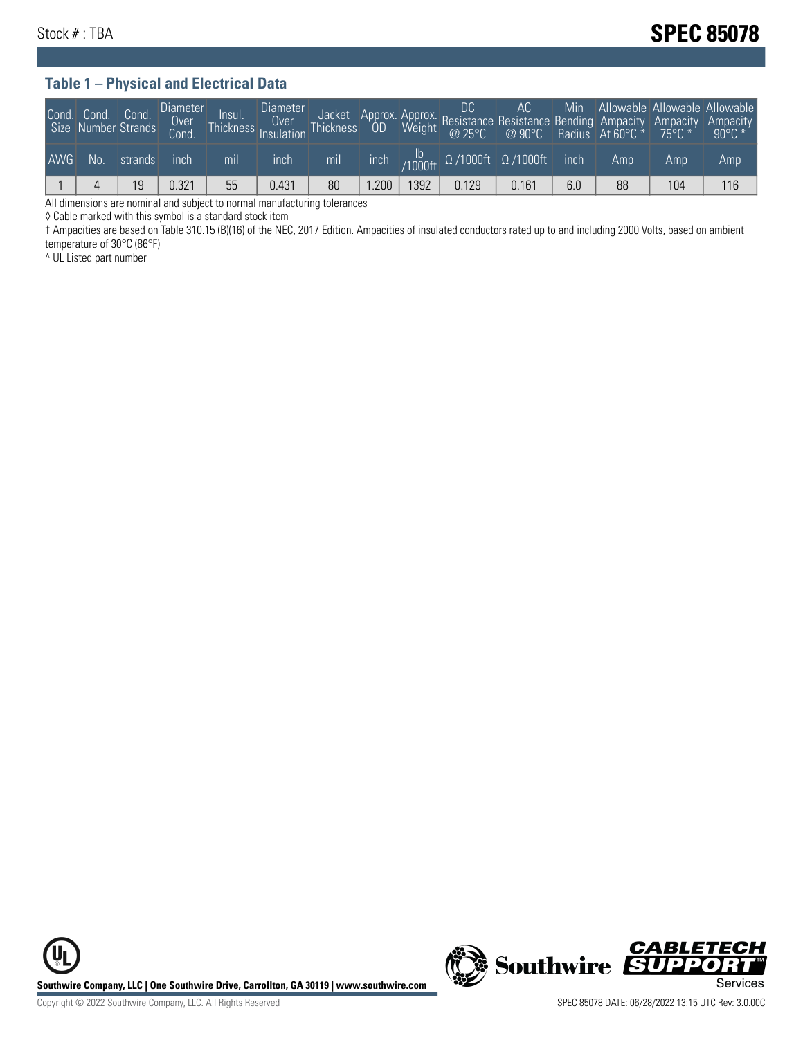### Table 1 – Physical and Electrical Data

| Cond. Size | Cond. Number | Cond. Strands | Diameter Over Cond. | Insul. Thickness | Diameter Over Insulation | Jacket Thickness | Approx. OD | Approx. Weight | DC Resistance @ 25°C | AC Resistance @ 90°C | Min Bending Radius | Allowable Ampacity At 60°C * | Allowable Ampacity 75°C * | Allowable Ampacity 90°C * |
|---|---|---|---|---|---|---|---|---|---|---|---|---|---|---|
| AWG | No. | strands | inch | mil | inch | mil | inch | lb /1000ft | Ω /1000ft | Ω /1000ft | inch | Amp | Amp | Amp |
| 1 | 4 | 19 | 0.321 | 55 | 0.431 | 80 | 1.200 | 1392 | 0.129 | 0.161 | 6.0 | 88 | 104 | 116 |

All dimensions are nominal and subject to normal manufacturing tolerances

◊ Cable marked with this symbol is a standard stock item

† Ampacities are based on Table 310.15 (B)(16) of the NEC, 2017 Edition. Ampacities of insulated conductors rated up to and including 2000 Volts, based on ambient temperature of 30°C (86°F)

^ UL Listed part number